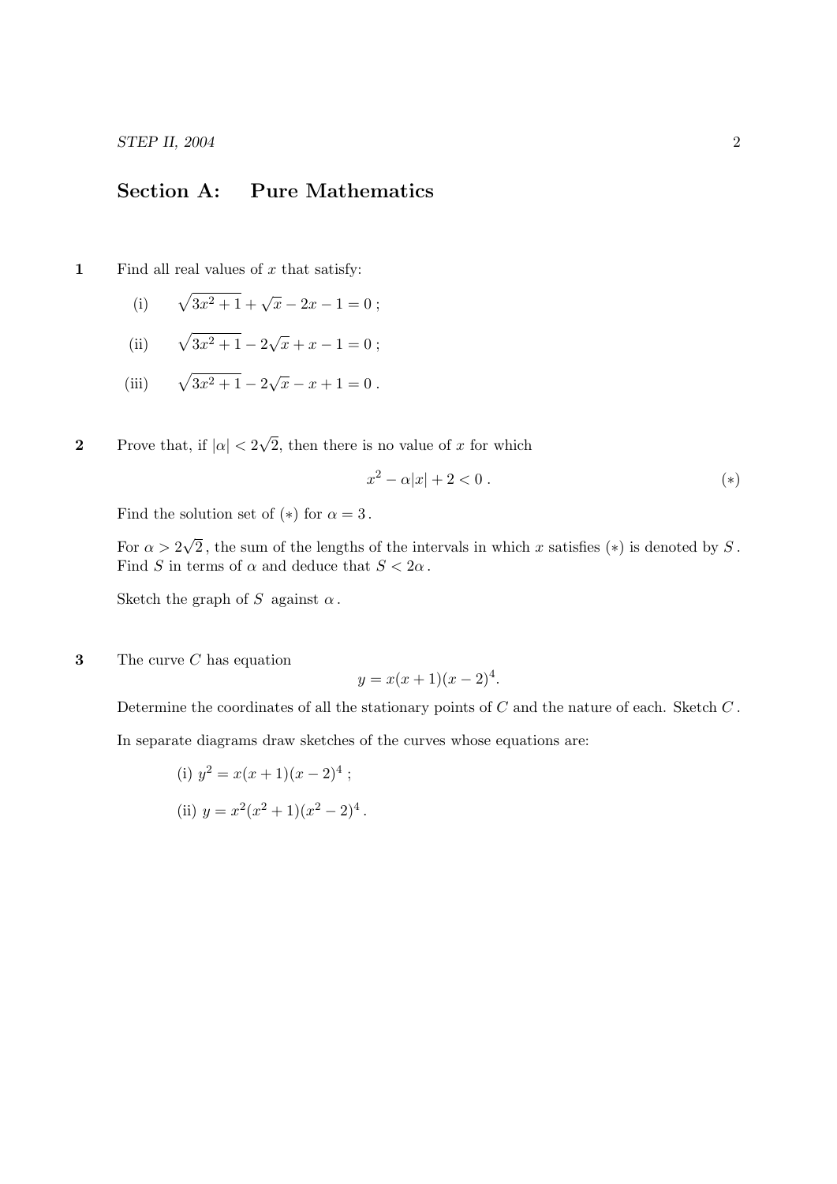## Section A: Pure Mathematics

**1** Find all real values of $x$ that satisfy:

(i) $\sqrt{3x^2+1} + \sqrt{x} - 2x - 1 = 0$ ;

(ii) $\sqrt{3x^2+1} - 2\sqrt{x} + x - 1 = 0$ ;

(iii) $\sqrt{3x^2+1} - 2\sqrt{x} - x + 1 = 0$ .

**2** Prove that, if $|\alpha| < 2\sqrt{2}$, then there is no value of $x$ for which

$$x^2 - \alpha|x| + 2 < 0 . \qquad (*)$$

Find the solution set of $(*)$ for $\alpha = 3$ .

For $\alpha > 2\sqrt{2}$ , the sum of the lengths of the intervals in which $x$ satisfies $(*)$ is denoted by $S$ . Find $S$ in terms of $\alpha$ and deduce that $S < 2\alpha$ .

Sketch the graph of $S$ against $\alpha$ .

**3** The curve $C$ has equation

$$y = x(x+1)(x-2)^4.$$

Determine the coordinates of all the stationary points of $C$ and the nature of each. Sketch $C$ .

In separate diagrams draw sketches of the curves whose equations are:

(i) $y^2 = x(x+1)(x-2)^4$ ;

(ii) $y = x^2(x^2+1)(x^2-2)^4$ .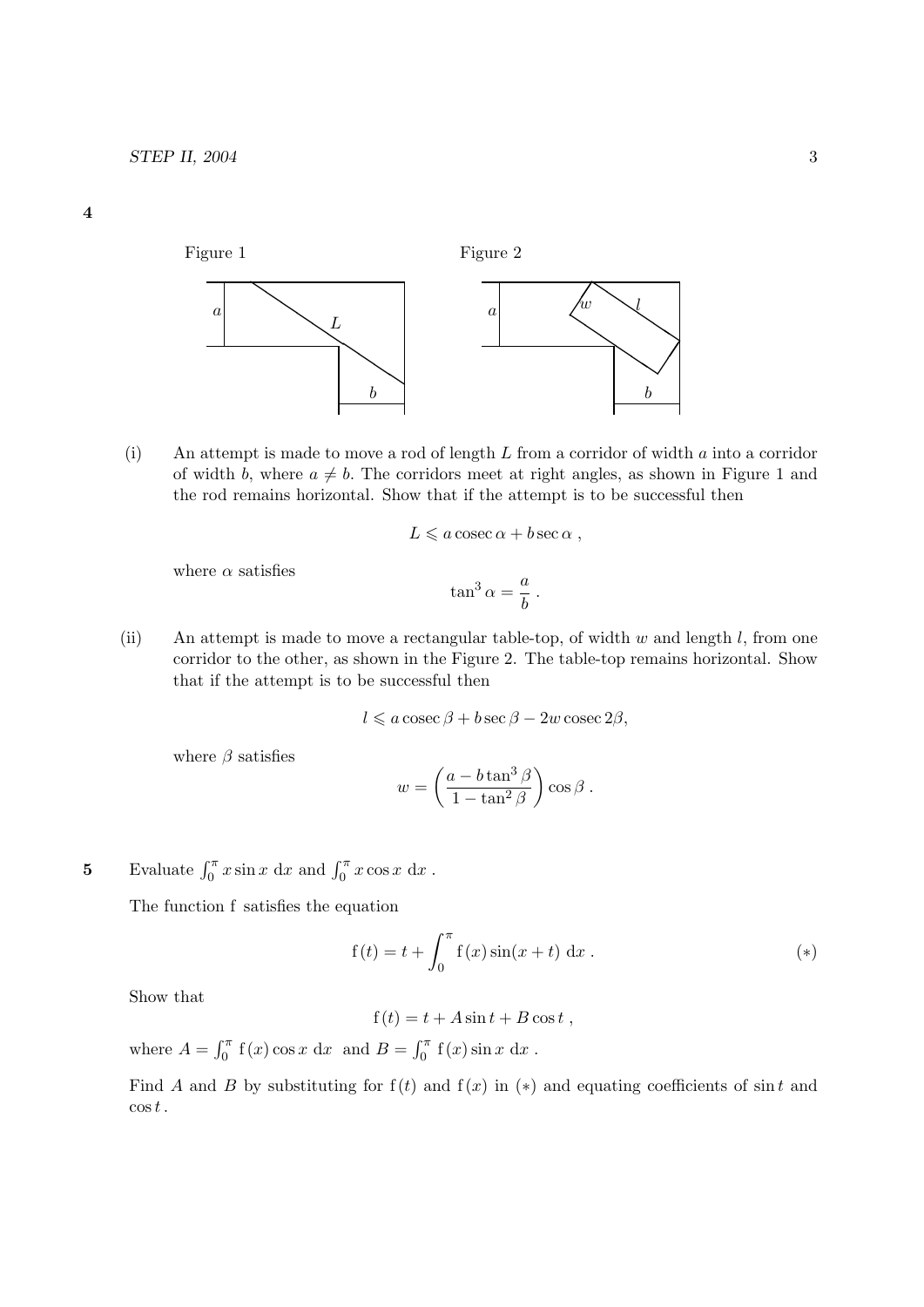**4**

Figure 1 Figure 2

(i) An attempt is made to move a rod of length $L$ from a corridor of width $a$ into a corridor of width $b$, where $a \neq b$. The corridors meet at right angles, as shown in Figure 1 and the rod remains horizontal. Show that if the attempt is to be successful then

$$L \leqslant a \operatorname{cosec} \alpha + b \sec \alpha \ ,$$

where $\alpha$ satisfies

$$\tan^3 \alpha = \frac{a}{b} \ .$$

(ii) An attempt is made to move a rectangular table-top, of width $w$ and length $l$, from one corridor to the other, as shown in the Figure 2. The table-top remains horizontal. Show that if the attempt is to be successful then

$$l \leqslant a \operatorname{cosec} \beta + b \sec \beta - 2w \operatorname{cosec} 2\beta,$$

where $\beta$ satisfies

$$w = \left( \frac{a - b \tan^3 \beta}{1 - \tan^2 \beta} \right) \cos \beta \ .$$

**5** Evaluate $\int_0^{\pi} x \sin x \ \mathrm{d}x$ and $\int_0^{\pi} x \cos x \ \mathrm{d}x$ .

The function f satisfies the equation

$$\mathrm{f}(t) = t + \int_0^{\pi} \mathrm{f}(x) \sin(x + t) \ \mathrm{d}x \ . \qquad (*)$$

Show that

$$\mathrm{f}(t) = t + A \sin t + B \cos t \ ,$$

where $A = \int_0^{\pi} \mathrm{f}(x) \cos x \ \mathrm{d}x$ and $B = \int_0^{\pi} \mathrm{f}(x) \sin x \ \mathrm{d}x$ .

Find $A$ and $B$ by substituting for $\mathrm{f}(t)$ and $\mathrm{f}(x)$ in $(*)$ and equating coefficients of $\sin t$ and $\cos t$ .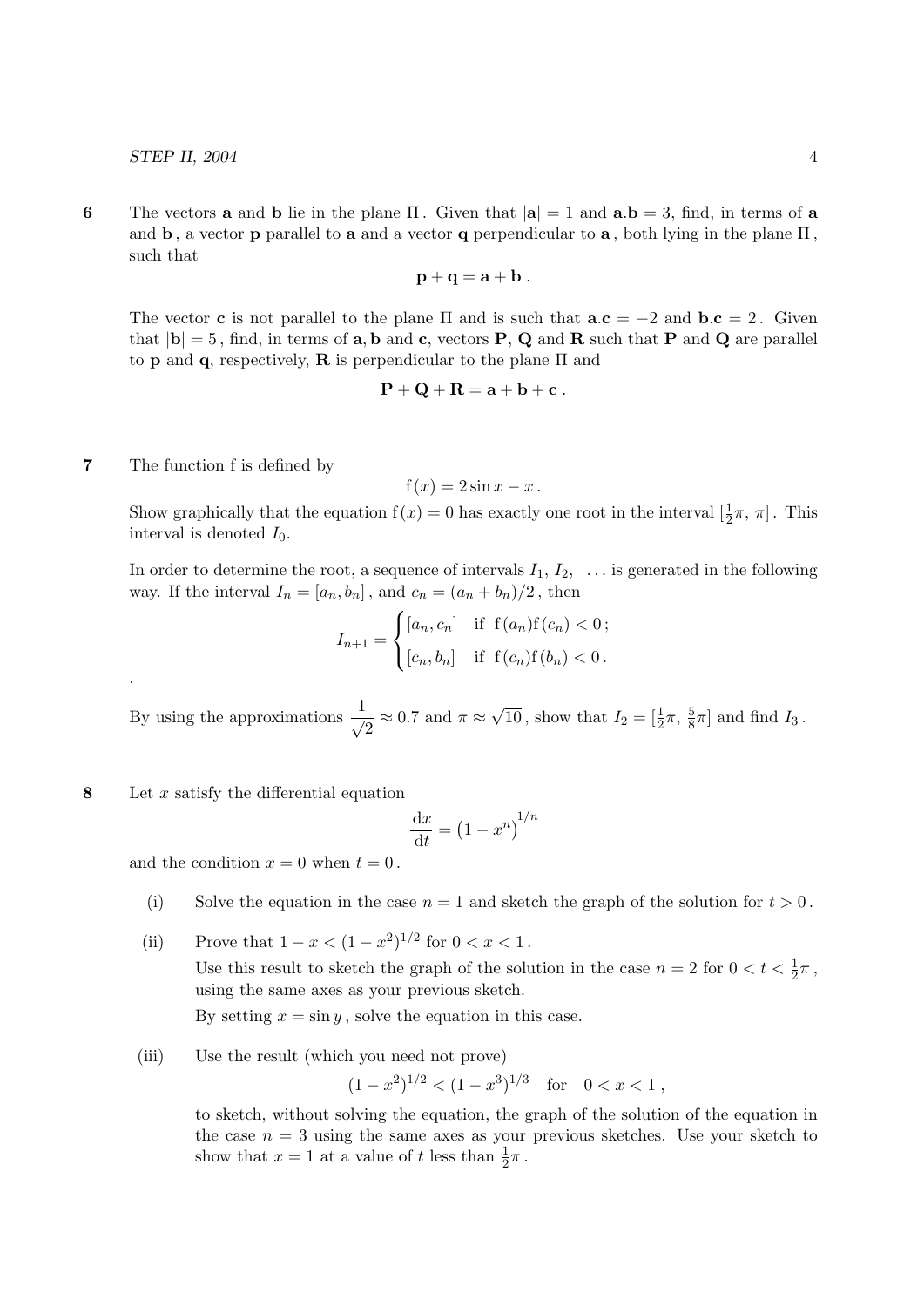**6** The vectors **a** and **b** lie in the plane $\Pi$. Given that $|\mathbf{a}| = 1$ and $\mathbf{a}.\mathbf{b} = 3$, find, in terms of **a** and **b**, a vector **p** parallel to **a** and a vector **q** perpendicular to **a**, both lying in the plane $\Pi$, such that

$$\mathbf{p} + \mathbf{q} = \mathbf{a} + \mathbf{b}\,.$$

The vector **c** is not parallel to the plane $\Pi$ and is such that $\mathbf{a}.\mathbf{c} = -2$ and $\mathbf{b}.\mathbf{c} = 2$. Given that $|\mathbf{b}| = 5$, find, in terms of **a**, **b** and **c**, vectors **P**, **Q** and **R** such that **P** and **Q** are parallel to **p** and **q**, respectively, **R** is perpendicular to the plane $\Pi$ and

$$\mathbf{P} + \mathbf{Q} + \mathbf{R} = \mathbf{a} + \mathbf{b} + \mathbf{c}\,.$$

**7** The function f is defined by

$$\mathrm{f}\,(x) = 2\sin x - x\,.$$

Show graphically that the equation $\mathrm{f}\,(x) = 0$ has exactly one root in the interval $[\frac{1}{2}\pi,\ \pi]$. This interval is denoted $I_0$.

In order to determine the root, a sequence of intervals $I_1,\ I_2,\ \ldots$ is generated in the following way. If the interval $I_n = [a_n, b_n]$, and $c_n = (a_n + b_n)/2$, then

$$I_{n+1} = \begin{cases} [a_n, c_n] & \text{if } \ \mathrm{f}\,(a_n)\mathrm{f}\,(c_n) < 0\,; \\ [c_n, b_n] & \text{if } \ \mathrm{f}\,(c_n)\mathrm{f}\,(b_n) < 0\,. \end{cases}$$

.

By using the approximations $\dfrac{1}{\sqrt{2}} \approx 0.7$ and $\pi \approx \sqrt{10}$, show that $I_2 = [\frac{1}{2}\pi,\ \frac{5}{8}\pi]$ and find $I_3$.

**8** Let $x$ satisfy the differential equation

$$\frac{\mathrm{d}x}{\mathrm{d}t} = \left(1 - x^n\right)^{1/n}$$

and the condition $x = 0$ when $t = 0$.

(i) Solve the equation in the case $n = 1$ and sketch the graph of the solution for $t > 0$.

(ii) Prove that $1 - x < (1 - x^2)^{1/2}$ for $0 < x < 1$.

Use this result to sketch the graph of the solution in the case $n = 2$ for $0 < t < \frac{1}{2}\pi$, using the same axes as your previous sketch.

By setting $x = \sin y$, solve the equation in this case.

(iii) Use the result (which you need not prove)

$$(1 - x^2)^{1/2} < (1 - x^3)^{1/3} \quad \text{for} \quad 0 < x < 1\,,$$

to sketch, without solving the equation, the graph of the solution of the equation in the case $n = 3$ using the same axes as your previous sketches. Use your sketch to show that $x = 1$ at a value of $t$ less than $\frac{1}{2}\pi$.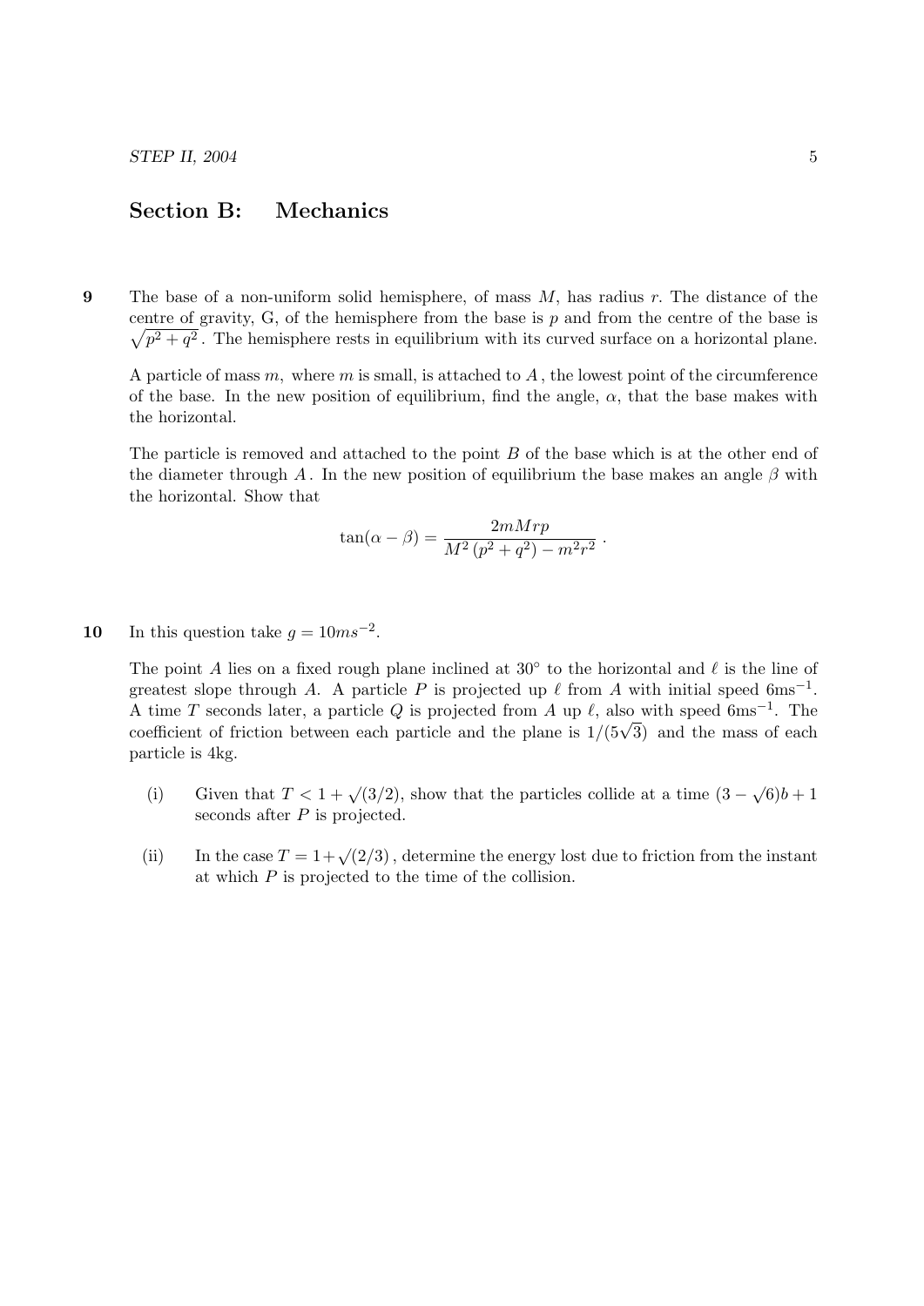## Section B: Mechanics

**9** The base of a non-uniform solid hemisphere, of mass $M$, has radius $r$. The distance of the centre of gravity, G, of the hemisphere from the base is $p$ and from the centre of the base is $\sqrt{p^2 + q^2}$. The hemisphere rests in equilibrium with its curved surface on a horizontal plane.

A particle of mass $m$, where $m$ is small, is attached to $A$, the lowest point of the circumference of the base. In the new position of equilibrium, find the angle, $\alpha$, that the base makes with the horizontal.

The particle is removed and attached to the point $B$ of the base which is at the other end of the diameter through $A$. In the new position of equilibrium the base makes an angle $\beta$ with the horizontal. Show that

$$\tan(\alpha - \beta) = \frac{2mMrp}{M^2\,(p^2 + q^2) - m^2r^2}\ .$$

**10** In this question take $g = 10ms^{-2}$.

The point $A$ lies on a fixed rough plane inclined at $30^\circ$ to the horizontal and $\ell$ is the line of greatest slope through $A$. A particle $P$ is projected up $\ell$ from $A$ with initial speed $6\text{ms}^{-1}$. A time $T$ seconds later, a particle $Q$ is projected from $A$ up $\ell$, also with speed $6\text{ms}^{-1}$. The coefficient of friction between each particle and the plane is $1/(5\sqrt{3})$ and the mass of each particle is 4kg.

(i) Given that $T < 1 + \sqrt{(3/2)}$, show that the particles collide at a time $(3 - \sqrt{6})b + 1$ seconds after $P$ is projected.

(ii) In the case $T = 1+\sqrt{(2/3)}$, determine the energy lost due to friction from the instant at which $P$ is projected to the time of the collision.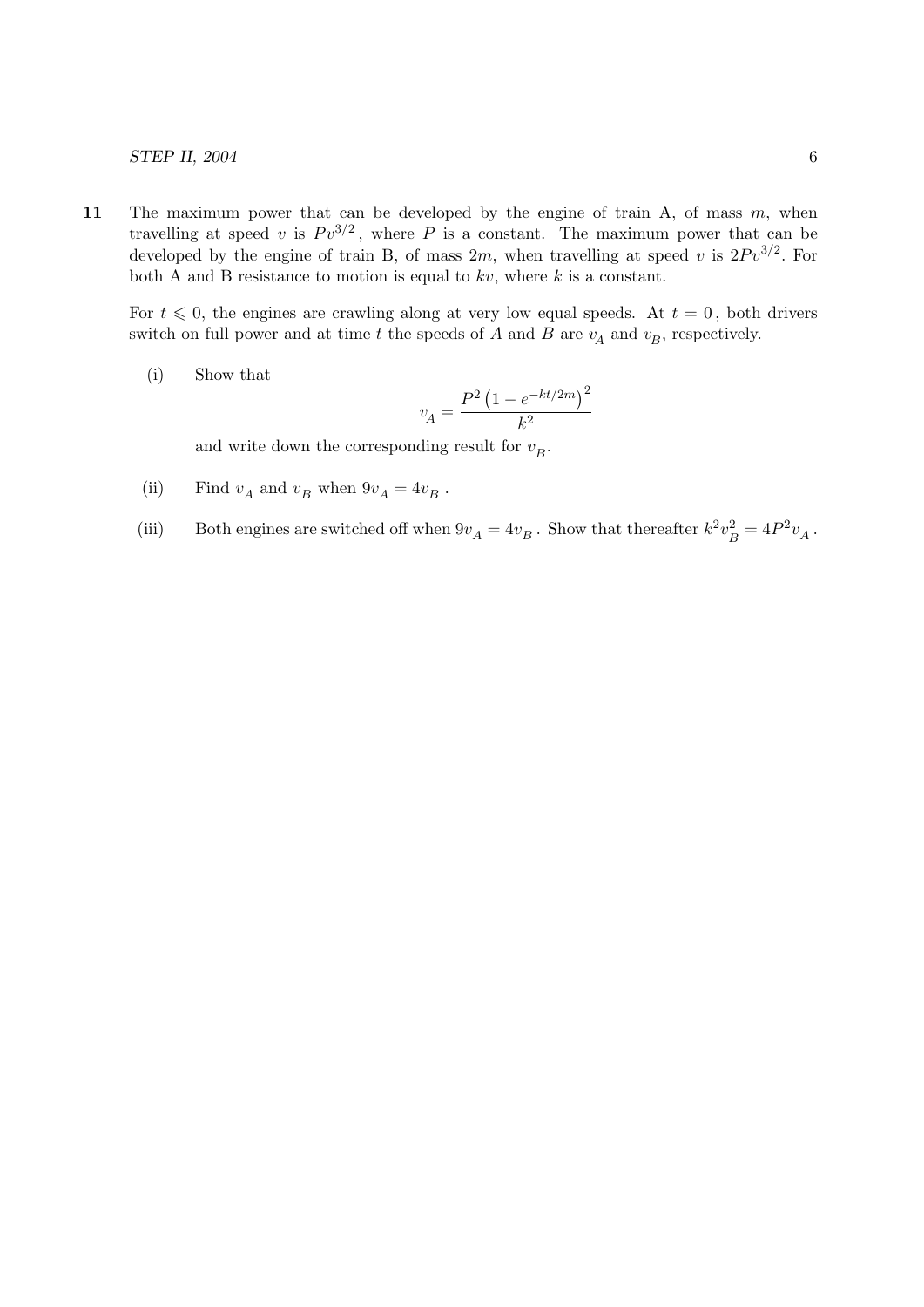**11** The maximum power that can be developed by the engine of train A, of mass $m$, when travelling at speed $v$ is $Pv^{3/2}$, where $P$ is a constant. The maximum power that can be developed by the engine of train B, of mass $2m$, when travelling at speed $v$ is $2Pv^{3/2}$. For both A and B resistance to motion is equal to $kv$, where $k$ is a constant.

For $t \leqslant 0$, the engines are crawling along at very low equal speeds. At $t = 0$, both drivers switch on full power and at time $t$ the speeds of $A$ and $B$ are $v_A$ and $v_B$, respectively.

(i) Show that

$$v_A = \frac{P^2\left(1 - e^{-kt/2m}\right)^2}{k^2}$$

and write down the corresponding result for $v_B$.

(ii) Find $v_A$ and $v_B$ when $9v_A = 4v_B$.

(iii) Both engines are switched off when $9v_A = 4v_B$. Show that thereafter $k^2 v_B^2 = 4P^2 v_A$.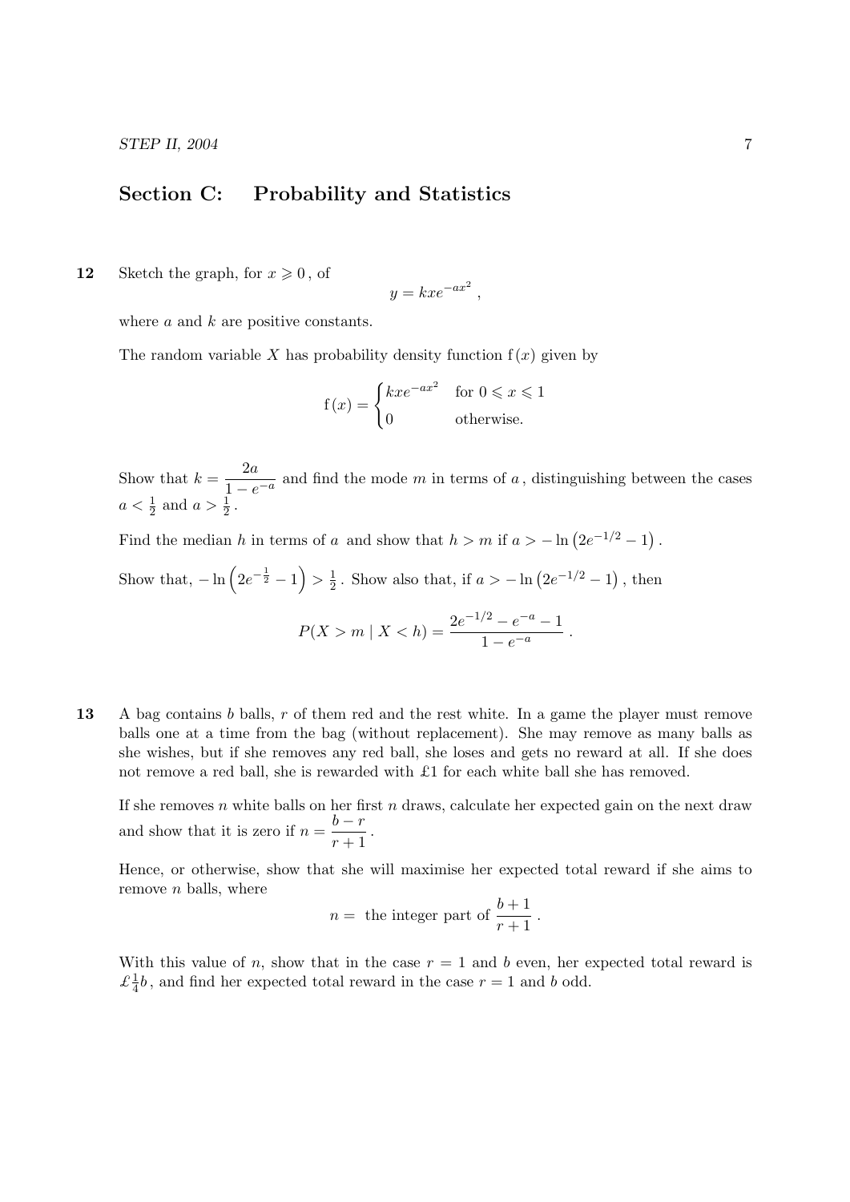## Section C: Probability and Statistics

**12** Sketch the graph, for $x \geqslant 0$, of

$$y = kxe^{-ax^2},$$

where $a$ and $k$ are positive constants.

The random variable $X$ has probability density function $\mathrm{f}(x)$ given by

$$\mathrm{f}(x) = \begin{cases} kxe^{-ax^2} & \text{for } 0 \leqslant x \leqslant 1 \\ 0 & \text{otherwise.} \end{cases}$$

Show that $k = \dfrac{2a}{1 - e^{-a}}$ and find the mode $m$ in terms of $a$, distinguishing between the cases $a < \frac{1}{2}$ and $a > \frac{1}{2}$.

Find the median $h$ in terms of $a$ and show that $h > m$ if $a > -\ln\left(2e^{-1/2} - 1\right)$.

Show that, $-\ln\left(2e^{-\frac{1}{2}} - 1\right) > \frac{1}{2}$. Show also that, if $a > -\ln\left(2e^{-1/2} - 1\right)$, then

$$P(X > m \mid X < h) = \frac{2e^{-1/2} - e^{-a} - 1}{1 - e^{-a}}.$$

**13** A bag contains $b$ balls, $r$ of them red and the rest white. In a game the player must remove balls one at a time from the bag (without replacement). She may remove as many balls as she wishes, but if she removes any red ball, she loses and gets no reward at all. If she does not remove a red ball, she is rewarded with £1 for each white ball she has removed.

If she removes $n$ white balls on her first $n$ draws, calculate her expected gain on the next draw and show that it is zero if $n = \dfrac{b - r}{r + 1}$.

Hence, or otherwise, show that she will maximise her expected total reward if she aims to remove $n$ balls, where

$$n = \text{ the integer part of } \frac{b+1}{r+1}.$$

With this value of $n$, show that in the case $r = 1$ and $b$ even, her expected total reward is £$\frac{1}{4}b$, and find her expected total reward in the case $r = 1$ and $b$ odd.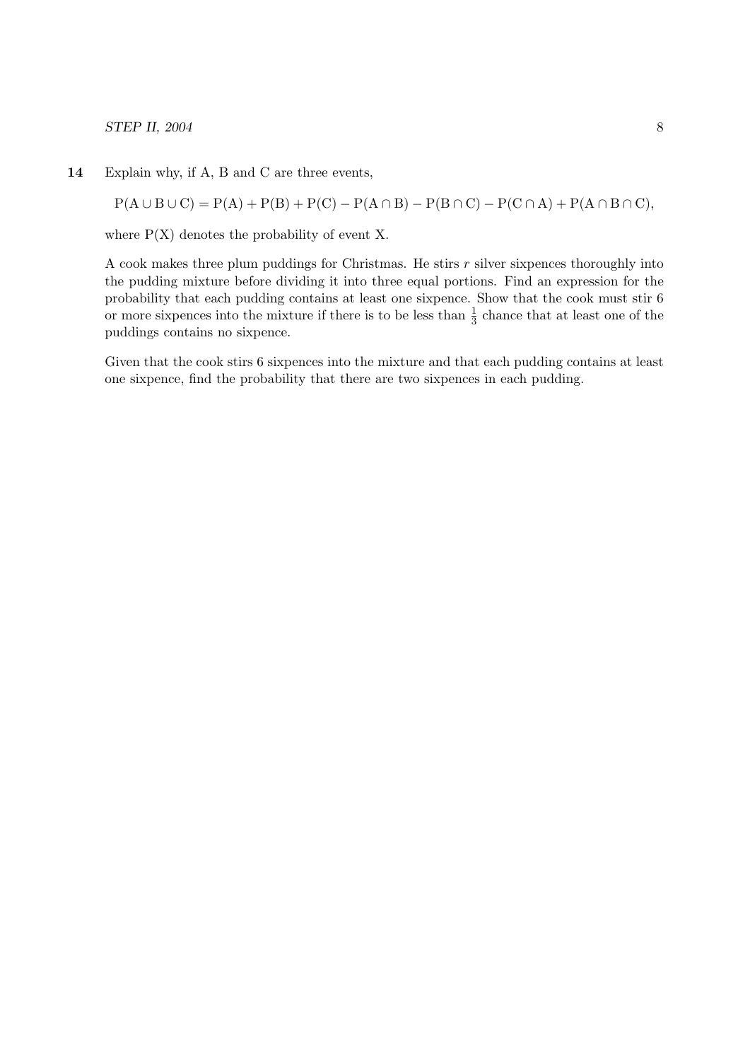**14** Explain why, if A, B and C are three events,

$$\mathrm{P}(\mathrm{A} \cup \mathrm{B} \cup \mathrm{C}) = \mathrm{P}(\mathrm{A}) + \mathrm{P}(\mathrm{B}) + \mathrm{P}(\mathrm{C}) - \mathrm{P}(\mathrm{A} \cap \mathrm{B}) - \mathrm{P}(\mathrm{B} \cap \mathrm{C}) - \mathrm{P}(\mathrm{C} \cap \mathrm{A}) + \mathrm{P}(\mathrm{A} \cap \mathrm{B} \cap \mathrm{C}),$$

where $\mathrm{P}(\mathrm{X})$ denotes the probability of event X.

A cook makes three plum puddings for Christmas. He stirs $r$ silver sixpences thoroughly into the pudding mixture before dividing it into three equal portions. Find an expression for the probability that each pudding contains at least one sixpence. Show that the cook must stir 6 or more sixpences into the mixture if there is to be less than $\frac{1}{3}$ chance that at least one of the puddings contains no sixpence.

Given that the cook stirs 6 sixpences into the mixture and that each pudding contains at least one sixpence, find the probability that there are two sixpences in each pudding.